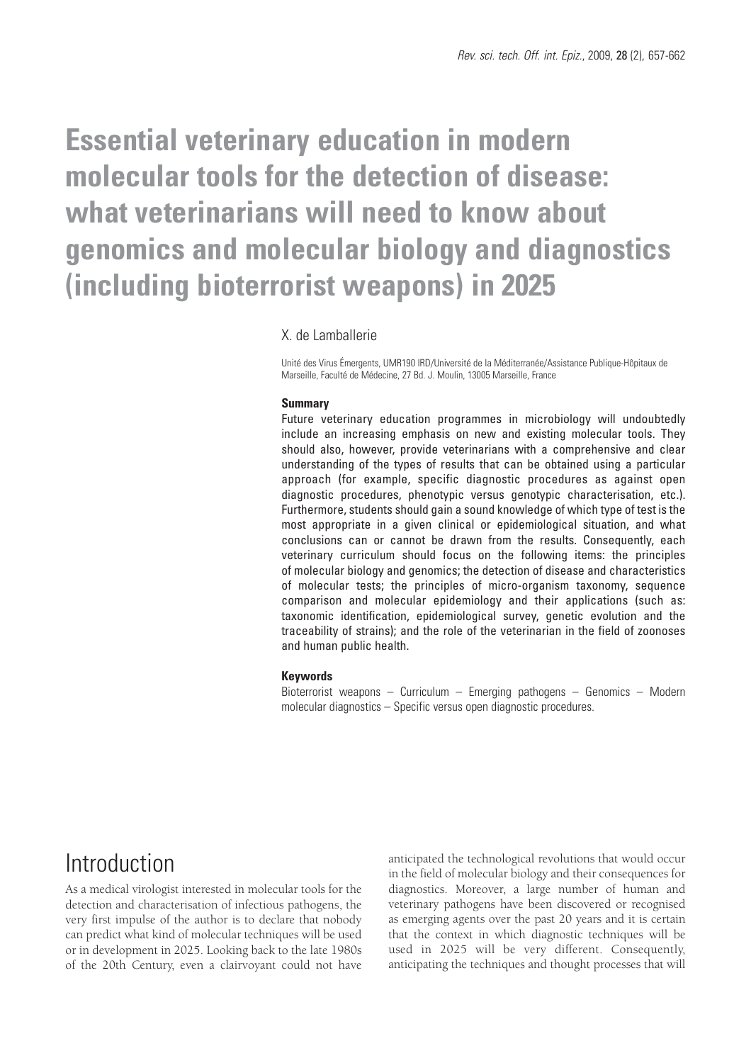# Essential veterinary education in modern molecular tools for the detection of disease: what veterinarians will need to know about genomics and molecular biology and diagnostics (including bioterrorist weapons) in 2025

X. de Lamballerie

Unité des Virus Émergents, UMR190 IRD/Université de la Méditerranée/Assistance Publique-Hôpitaux de Marseille, Faculté de Médecine, 27 Bd. J. Moulin, 13005 Marseille, France

### Summary

Future veterinary education programmes in microbiology will undoubtedly include an increasing emphasis on new and existing molecular tools. They should also, however, provide veterinarians with a comprehensive and clear understanding of the types of results that can be obtained using a particular approach (for example, specific diagnostic procedures as against open diagnostic procedures, phenotypic versus genotypic characterisation, etc.). Furthermore, students should gain a sound knowledge of which type of test is the most appropriate in a given clinical or epidemiological situation, and what conclusions can or cannot be drawn from the results. Consequently, each veterinary curriculum should focus on the following items: the principles of molecular biology and genomics; the detection of disease and characteristics of molecular tests; the principles of micro-organism taxonomy, sequence comparison and molecular epidemiology and their applications (such as: taxonomic identification, epidemiological survey, genetic evolution and the traceability of strains); and the role of the veterinarian in the field of zoonoses and human public health.

### Keywords

Bioterrorist weapons – Curriculum – Emerging pathogens – Genomics – Modern molecular diagnostics – Specific versus open diagnostic procedures.

## Introduction

As a medical virologist interested in molecular tools for the detection and characterisation of infectious pathogens, the very first impulse of the author is to declare that nobody can predict what kind of molecular techniques will be used or in development in 2025. Looking back to the late 1980s of the 20th Century, even a clairvoyant could not have anticipated the technological revolutions that would occur in the field of molecular biology and their consequences for diagnostics. Moreover, a large number of human and veterinary pathogens have been discovered or recognised as emerging agents over the past 20 years and it is certain that the context in which diagnostic techniques will be used in 2025 will be very different. Consequently, anticipating the techniques and thought processes that will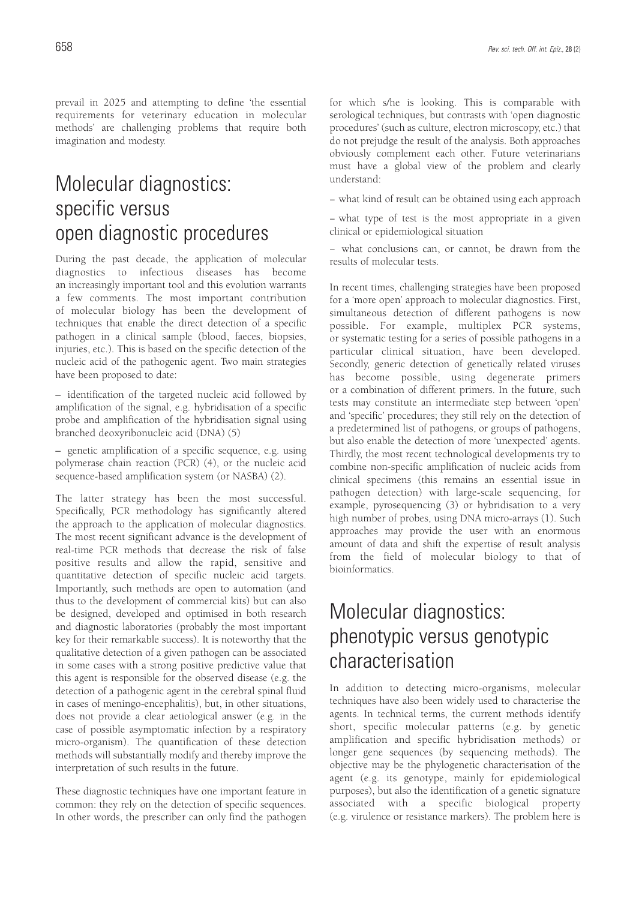prevail in 2025 and attempting to define 'the essential requirements for veterinary education in molecular methods' are challenging problems that require both imagination and modesty.

## Molecular diagnostics: specific versus open diagnostic procedures

During the past decade, the application of molecular diagnostics to infectious diseases has become an increasingly important tool and this evolution warrants a few comments. The most important contribution of molecular biology has been the development of techniques that enable the direct detection of a specific pathogen in a clinical sample (blood, faeces, biopsies, injuries, etc.). This is based on the specific detection of the nucleic acid of the pathogenic agent. Two main strategies have been proposed to date:

– identification of the targeted nucleic acid followed by amplification of the signal, e.g. hybridisation of a specific probe and amplification of the hybridisation signal using branched deoxyribonucleic acid (DNA) (5)

– genetic amplification of a specific sequence, e.g. using polymerase chain reaction (PCR) (4), or the nucleic acid sequence-based amplification system (or NASBA) (2).

The latter strategy has been the most successful. Specifically, PCR methodology has significantly altered the approach to the application of molecular diagnostics. The most recent significant advance is the development of real-time PCR methods that decrease the risk of false positive results and allow the rapid, sensitive and quantitative detection of specific nucleic acid targets. Importantly, such methods are open to automation (and thus to the development of commercial kits) but can also be designed, developed and optimised in both research and diagnostic laboratories (probably the most important key for their remarkable success). It is noteworthy that the qualitative detection of a given pathogen can be associated in some cases with a strong positive predictive value that this agent is responsible for the observed disease (e.g. the detection of a pathogenic agent in the cerebral spinal fluid in cases of meningo-encephalitis), but, in other situations, does not provide a clear aetiological answer (e.g. in the case of possible asymptomatic infection by a respiratory micro-organism). The quantification of these detection methods will substantially modify and thereby improve the interpretation of such results in the future.

These diagnostic techniques have one important feature in common: they rely on the detection of specific sequences. In other words, the prescriber can only find the pathogen for which s/he is looking. This is comparable with serological techniques, but contrasts with 'open diagnostic procedures' (such as culture, electron microscopy, etc.) that do not prejudge the result of the analysis. Both approaches obviously complement each other. Future veterinarians must have a global view of the problem and clearly understand:

– what kind of result can be obtained using each approach

– what type of test is the most appropriate in a given clinical or epidemiological situation

– what conclusions can, or cannot, be drawn from the results of molecular tests.

In recent times, challenging strategies have been proposed for a 'more open' approach to molecular diagnostics. First, simultaneous detection of different pathogens is now possible. For example, multiplex PCR systems, or systematic testing for a series of possible pathogens in a particular clinical situation, have been developed. Secondly, generic detection of genetically related viruses has become possible, using degenerate primers or a combination of different primers. In the future, such tests may constitute an intermediate step between 'open' and 'specific' procedures; they still rely on the detection of a predetermined list of pathogens, or groups of pathogens, but also enable the detection of more 'unexpected' agents. Thirdly, the most recent technological developments try to combine non-specific amplification of nucleic acids from clinical specimens (this remains an essential issue in pathogen detection) with large-scale sequencing, for example, pyrosequencing (3) or hybridisation to a very high number of probes, using DNA micro-arrays (1). Such approaches may provide the user with an enormous amount of data and shift the expertise of result analysis from the field of molecular biology to that of bioinformatics.

## Molecular diagnostics: phenotypic versus genotypic characterisation

In addition to detecting micro-organisms, molecular techniques have also been widely used to characterise the agents. In technical terms, the current methods identify short, specific molecular patterns (e.g. by genetic amplification and specific hybridisation methods) or longer gene sequences (by sequencing methods). The objective may be the phylogenetic characterisation of the agent (e.g. its genotype, mainly for epidemiological purposes), but also the identification of a genetic signature associated with a specific biological property (e.g. virulence or resistance markers). The problem here is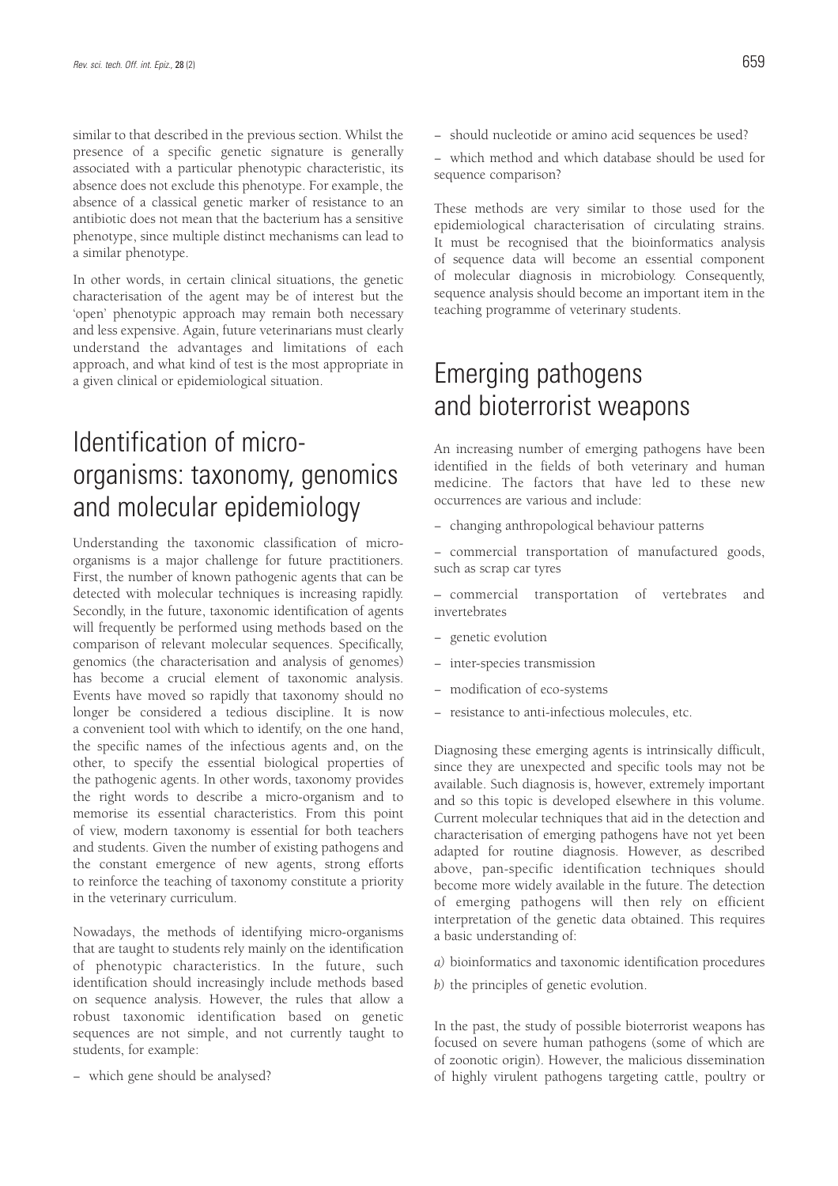similar to that described in the previous section. Whilst the presence of a specific genetic signature is generally associated with a particular phenotypic characteristic, its absence does not exclude this phenotype. For example, the absence of a classical genetic marker of resistance to an antibiotic does not mean that the bacterium has a sensitive phenotype, since multiple distinct mechanisms can lead to a similar phenotype.

In other words, in certain clinical situations, the genetic characterisation of the agent may be of interest but the 'open' phenotypic approach may remain both necessary and less expensive. Again, future veterinarians must clearly understand the advantages and limitations of each approach, and what kind of test is the most appropriate in a given clinical or epidemiological situation.

# Identification of micro-organisms: taxonomy, genomics and molecular epidemiology

Understanding the taxonomic classification of micro-organisms is a major challenge for future practitioners. First, the number of known pathogenic agents that can be detected with molecular techniques is increasing rapidly. Secondly, in the future, taxonomic identification of agents will frequently be performed using methods based on the comparison of relevant molecular sequences. Specifically, genomics (the characterisation and analysis of genomes) has become a crucial element of taxonomic analysis. Events have moved so rapidly that taxonomy should no longer be considered a tedious discipline. It is now a convenient tool with which to identify, on the one hand, the specific names of the infectious agents and, on the other, to specify the essential biological properties of the pathogenic agents. In other words, taxonomy provides the right words to describe a micro-organism and to memorise its essential characteristics. From this point of view, modern taxonomy is essential for both teachers and students. Given the number of existing pathogens and the constant emergence of new agents, strong efforts to reinforce the teaching of taxonomy constitute a priority in the veterinary curriculum.

Nowadays, the methods of identifying micro-organisms that are taught to students rely mainly on the identification of phenotypic characteristics. In the future, such identification should increasingly include methods based on sequence analysis. However, the rules that allow a robust taxonomic identification based on genetic sequences are not simple, and not currently taught to students, for example:

– which gene should be analysed?

– should nucleotide or amino acid sequences be used?

– which method and which database should be used for sequence comparison?

These methods are very similar to those used for the epidemiological characterisation of circulating strains. It must be recognised that the bioinformatics analysis of sequence data will become an essential component of molecular diagnosis in microbiology. Consequently, sequence analysis should become an important item in the teaching programme of veterinary students.

# Emerging pathogens and bioterrorist weapons

An increasing number of emerging pathogens have been identified in the fields of both veterinary and human medicine. The factors that have led to these new occurrences are various and include:

– changing anthropological behaviour patterns

– commercial transportation of manufactured goods, such as scrap car tyres

– commercial transportation of vertebrates and invertebrates

– genetic evolution

– inter-species transmission

– modification of eco-systems

– resistance to anti-infectious molecules, etc.

Diagnosing these emerging agents is intrinsically difficult, since they are unexpected and specific tools may not be available. Such diagnosis is, however, extremely important and so this topic is developed elsewhere in this volume. Current molecular techniques that aid in the detection and characterisation of emerging pathogens have not yet been adapted for routine diagnosis. However, as described above, pan-specific identification techniques should become more widely available in the future. The detection of emerging pathogens will then rely on efficient interpretation of the genetic data obtained. This requires a basic understanding of:

*a)* bioinformatics and taxonomic identification procedures

*b)* the principles of genetic evolution.

In the past, the study of possible bioterrorist weapons has focused on severe human pathogens (some of which are of zoonotic origin). However, the malicious dissemination of highly virulent pathogens targeting cattle, poultry or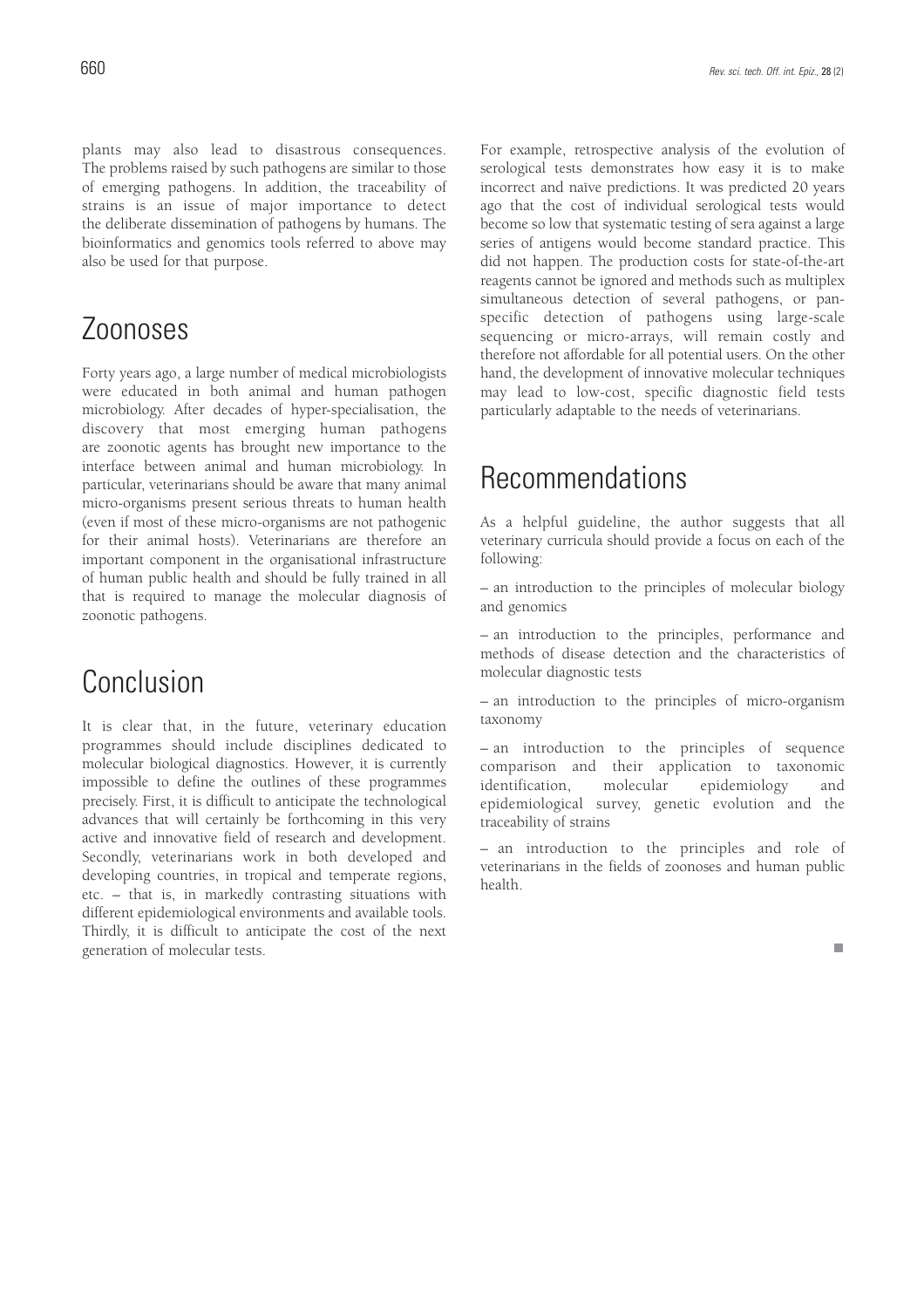plants may also lead to disastrous consequences. The problems raised by such pathogens are similar to those of emerging pathogens. In addition, the traceability of strains is an issue of major importance to detect the deliberate dissemination of pathogens by humans. The bioinformatics and genomics tools referred to above may also be used for that purpose.

## Zoonoses

Forty years ago, a large number of medical microbiologists were educated in both animal and human pathogen microbiology. After decades of hyper-specialisation, the discovery that most emerging human pathogens are zoonotic agents has brought new importance to the interface between animal and human microbiology. In particular, veterinarians should be aware that many animal micro-organisms present serious threats to human health (even if most of these micro-organisms are not pathogenic for their animal hosts). Veterinarians are therefore an important component in the organisational infrastructure of human public health and should be fully trained in all that is required to manage the molecular diagnosis of zoonotic pathogens.

## Conclusion

It is clear that, in the future, veterinary education programmes should include disciplines dedicated to molecular biological diagnostics. However, it is currently impossible to define the outlines of these programmes precisely. First, it is difficult to anticipate the technological advances that will certainly be forthcoming in this very active and innovative field of research and development. Secondly, veterinarians work in both developed and developing countries, in tropical and temperate regions, etc. – that is, in markedly contrasting situations with different epidemiological environments and available tools. Thirdly, it is difficult to anticipate the cost of the next generation of molecular tests.

For example, retrospective analysis of the evolution of serological tests demonstrates how easy it is to make incorrect and naïve predictions. It was predicted 20 years ago that the cost of individual serological tests would become so low that systematic testing of sera against a large series of antigens would become standard practice. This did not happen. The production costs for state-of-the-art reagents cannot be ignored and methods such as multiplex simultaneous detection of several pathogens, or pan-specific detection of pathogens using large-scale sequencing or micro-arrays, will remain costly and therefore not affordable for all potential users. On the other hand, the development of innovative molecular techniques may lead to low-cost, specific diagnostic field tests particularly adaptable to the needs of veterinarians.

## Recommendations

As a helpful guideline, the author suggests that all veterinary curricula should provide a focus on each of the following:

– an introduction to the principles of molecular biology and genomics

– an introduction to the principles, performance and methods of disease detection and the characteristics of molecular diagnostic tests

– an introduction to the principles of micro-organism taxonomy

– an introduction to the principles of sequence comparison and their application to taxonomic identification, molecular epidemiology and epidemiological survey, genetic evolution and the traceability of strains

– an introduction to the principles and role of veterinarians in the fields of zoonoses and human public health.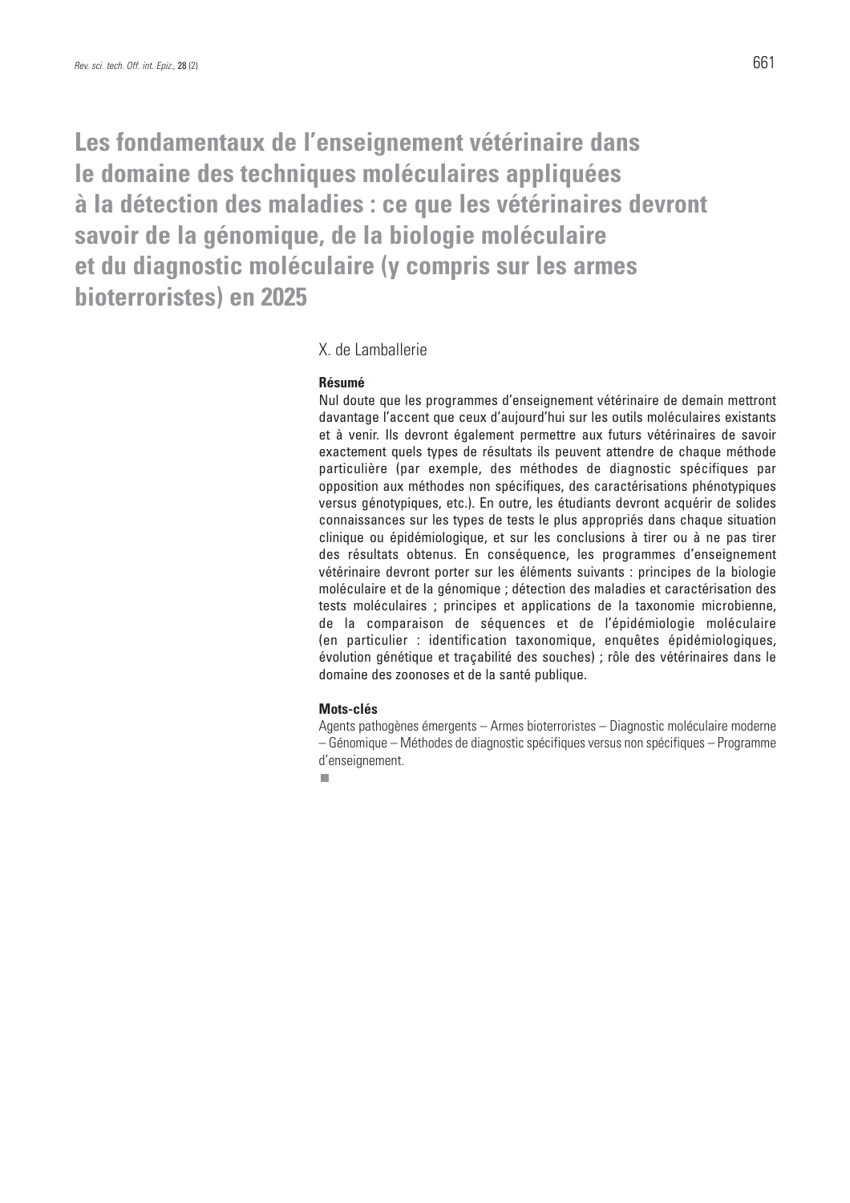# Les fondamentaux de l'enseignement vétérinaire dans le domaine des techniques moléculaires appliquées à la détection des maladies : ce que les vétérinaires devront savoir de la génomique, de la biologie moléculaire et du diagnostic moléculaire (y compris sur les armes bioterroristes) en 2025

X. de Lamballerie

**Résumé**

Nul doute que les programmes d'enseignement vétérinaire de demain mettront davantage l'accent que ceux d'aujourd'hui sur les outils moléculaires existants et à venir. Ils devront également permettre aux futurs vétérinaires de savoir exactement quels types de résultats ils peuvent attendre de chaque méthode particulière (par exemple, des méthodes de diagnostic spécifiques par opposition aux méthodes non spécifiques, des caractérisations phénotypiques versus génotypiques, etc.). En outre, les étudiants devront acquérir de solides connaissances sur les types de tests le plus appropriés dans chaque situation clinique ou épidémiologique, et sur les conclusions à tirer ou à ne pas tirer des résultats obtenus. En conséquence, les programmes d'enseignement vétérinaire devront porter sur les éléments suivants : principes de la biologie moléculaire et de la génomique ; détection des maladies et caractérisation des tests moléculaires ; principes et applications de la taxonomie microbienne, de la comparaison de séquences et de l'épidémiologie moléculaire (en particulier : identification taxonomique, enquêtes épidémiologiques, évolution génétique et traçabilité des souches) ; rôle des vétérinaires dans le domaine des zoonoses et de la santé publique.

**Mots-clés**

Agents pathogènes émergents – Armes bioterroristes – Diagnostic moléculaire moderne – Génomique – Méthodes de diagnostic spécifiques versus non spécifiques – Programme d'enseignement.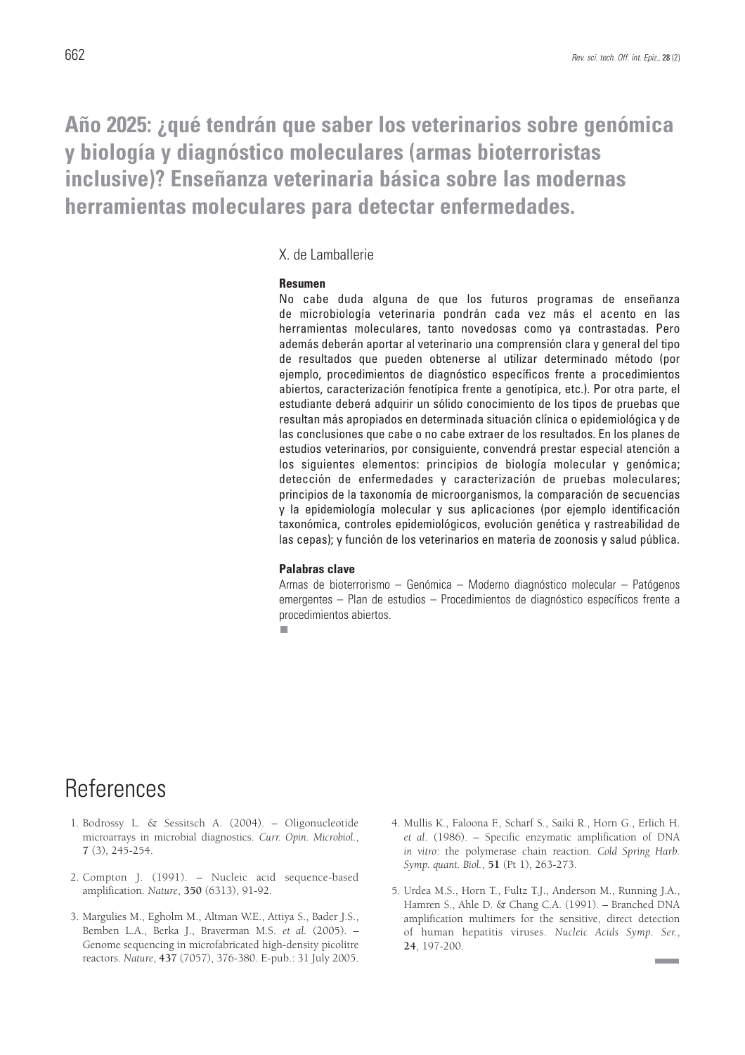# Año 2025: ¿qué tendrán que saber los veterinarios sobre genómica y biología y diagnóstico moleculares (armas bioterroristas inclusive)? Enseñanza veterinaria básica sobre las modernas herramientas moleculares para detectar enfermedades.

X. de Lamballerie

**Resumen**

No cabe duda alguna de que los futuros programas de enseñanza de microbiología veterinaria pondrán cada vez más el acento en las herramientas moleculares, tanto novedosas como ya contrastadas. Pero además deberán aportar al veterinario una comprensión clara y general del tipo de resultados que pueden obtenerse al utilizar determinado método (por ejemplo, procedimientos de diagnóstico específicos frente a procedimientos abiertos, caracterización fenotípica frente a genotípica, etc.). Por otra parte, el estudiante deberá adquirir un sólido conocimiento de los tipos de pruebas que resultan más apropiados en determinada situación clínica o epidemiológica y de las conclusiones que cabe o no cabe extraer de los resultados. En los planes de estudios veterinarios, por consiguiente, convendrá prestar especial atención a los siguientes elementos: principios de biología molecular y genómica; detección de enfermedades y caracterización de pruebas moleculares; principios de la taxonomía de microorganismos, la comparación de secuencias y la epidemiología molecular y sus aplicaciones (por ejemplo identificación taxonómica, controles epidemiológicos, evolución genética y rastreabilidad de las cepas); y función de los veterinarios en materia de zoonosis y salud pública.

**Palabras clave**

Armas de bioterrorismo – Genómica – Moderno diagnóstico molecular – Patógenos emergentes – Plan de estudios – Procedimientos de diagnóstico específicos frente a procedimientos abiertos.

# References

1. Bodrossy L. & Sessitsch A. (2004). – Oligonucleotide microarrays in microbial diagnostics. *Curr. Opin. Microbiol.*, **7** (3), 245-254.

2. Compton J. (1991). – Nucleic acid sequence-based amplification. *Nature*, **350** (6313), 91-92.

3. Margulies M., Egholm M., Altman W.E., Attiya S., Bader J.S., Bemben L.A., Berka J., Braverman M.S. *et al.* (2005). – Genome sequencing in microfabricated high-density picolitre reactors. *Nature*, **437** (7057), 376-380. E-pub.: 31 July 2005.

4. Mullis K., Faloona F., Scharf S., Saiki R., Horn G., Erlich H. *et al.* (1986). – Specific enzymatic amplification of DNA *in vitro*: the polymerase chain reaction. *Cold Spring Harb. Symp. quant. Biol.*, **51** (Pt 1), 263-273.

5. Urdea M.S., Horn T., Fultz T.J., Anderson M., Running J.A., Hamren S., Ahle D. & Chang C.A. (1991). – Branched DNA amplification multimers for the sensitive, direct detection of human hepatitis viruses. *Nucleic Acids Symp. Ser.*, **24**, 197-200.